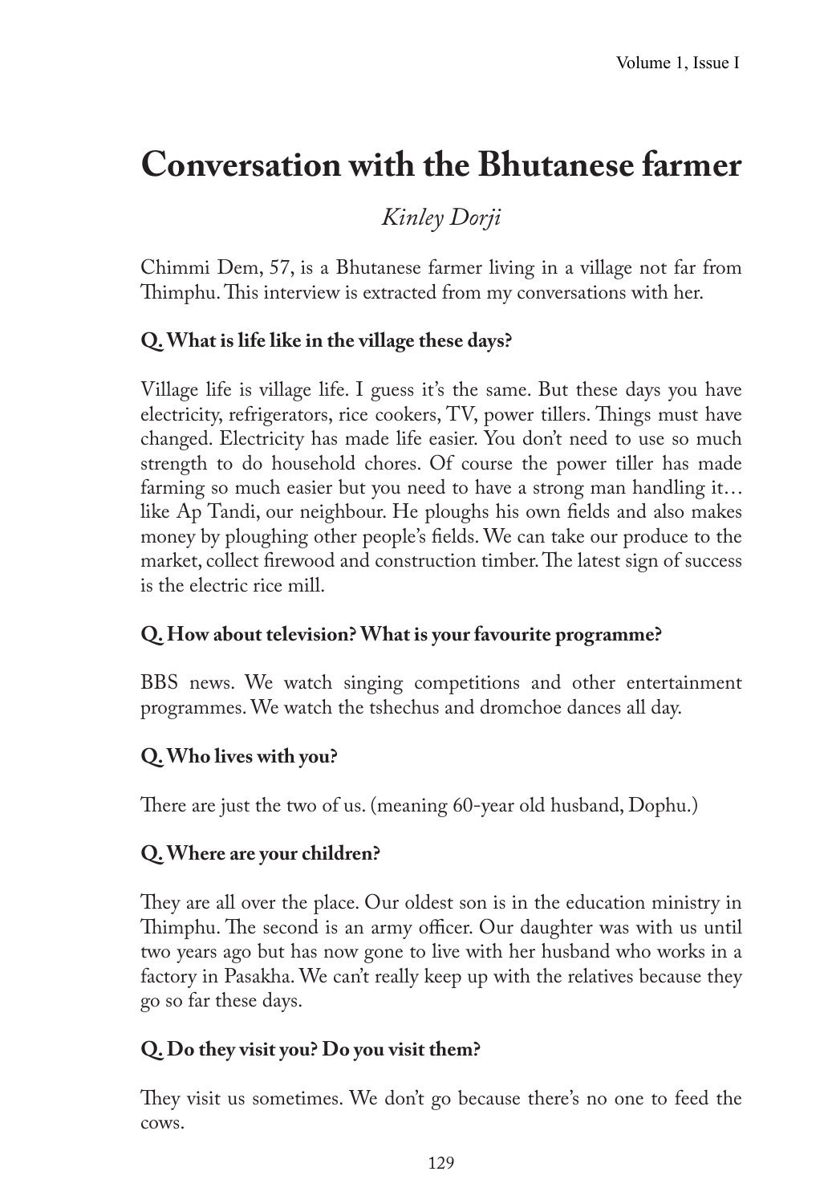# Conversation with the Bhutanese farmer

*Kinley Dorji*

Chimmi Dem, 57, is a Bhutanese farmer living in a village not far from Thimphu. This interview is extracted from my conversations with her.

**Q. What is life like in the village these days?**

Village life is village life. I guess it's the same. But these days you have electricity, refrigerators, rice cookers, TV, power tillers. Things must have changed. Electricity has made life easier. You don't need to use so much strength to do household chores. Of course the power tiller has made farming so much easier but you need to have a strong man handling it… like Ap Tandi, our neighbour. He ploughs his own fields and also makes money by ploughing other people's fields. We can take our produce to the market, collect firewood and construction timber. The latest sign of success is the electric rice mill.

**Q. How about television? What is your favourite programme?**

BBS news. We watch singing competitions and other entertainment programmes. We watch the tshechus and dromchoe dances all day.

**Q. Who lives with you?**

There are just the two of us. (meaning 60-year old husband, Dophu.)

**Q. Where are your children?**

They are all over the place. Our oldest son is in the education ministry in Thimphu. The second is an army officer. Our daughter was with us until two years ago but has now gone to live with her husband who works in a factory in Pasakha. We can't really keep up with the relatives because they go so far these days.

**Q. Do they visit you? Do you visit them?**

They visit us sometimes. We don't go because there's no one to feed the cows.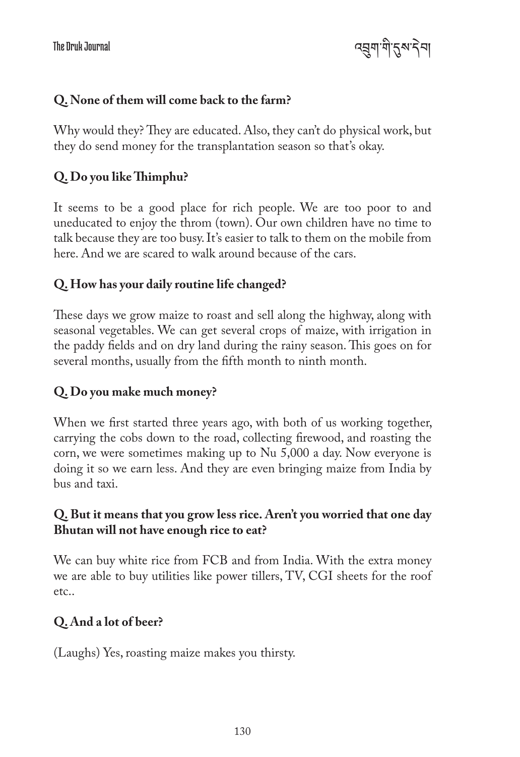**Q. None of them will come back to the farm?**

Why would they? They are educated. Also, they can't do physical work, but they do send money for the transplantation season so that's okay.

**Q. Do you like Thimphu?**

It seems to be a good place for rich people. We are too poor to and uneducated to enjoy the throm (town). Our own children have no time to talk because they are too busy. It's easier to talk to them on the mobile from here. And we are scared to walk around because of the cars.

**Q. How has your daily routine life changed?**

These days we grow maize to roast and sell along the highway, along with seasonal vegetables. We can get several crops of maize, with irrigation in the paddy fields and on dry land during the rainy season. This goes on for several months, usually from the fifth month to ninth month.

**Q. Do you make much money?**

When we first started three years ago, with both of us working together, carrying the cobs down to the road, collecting firewood, and roasting the corn, we were sometimes making up to Nu 5,000 a day. Now everyone is doing it so we earn less. And they are even bringing maize from India by bus and taxi.

**Q. But it means that you grow less rice. Aren't you worried that one day Bhutan will not have enough rice to eat?**

We can buy white rice from FCB and from India. With the extra money we are able to buy utilities like power tillers, TV, CGI sheets for the roof etc..

**Q. And a lot of beer?**

(Laughs) Yes, roasting maize makes you thirsty.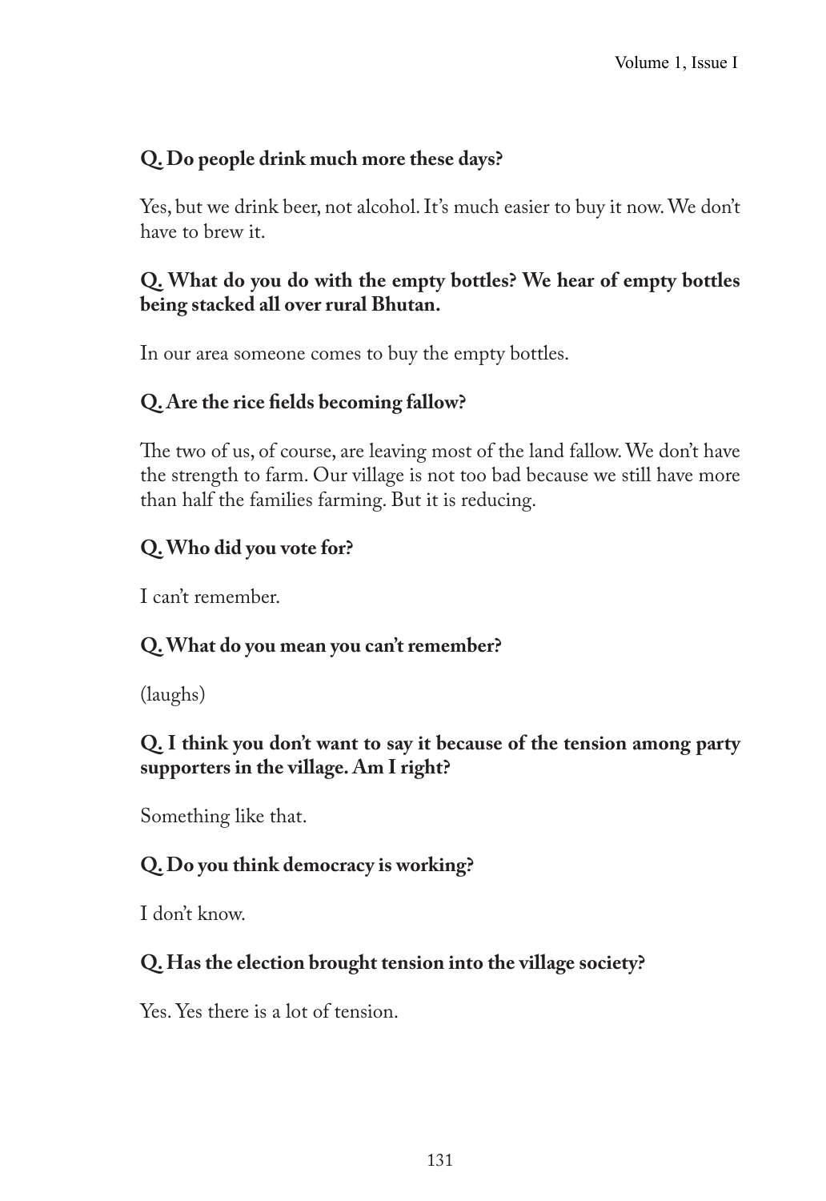**Q. Do people drink much more these days?**

Yes, but we drink beer, not alcohol. It's much easier to buy it now. We don't have to brew it.

**Q. What do you do with the empty bottles? We hear of empty bottles being stacked all over rural Bhutan.**

In our area someone comes to buy the empty bottles.

**Q. Are the rice fields becoming fallow?**

The two of us, of course, are leaving most of the land fallow. We don't have the strength to farm. Our village is not too bad because we still have more than half the families farming. But it is reducing.

**Q. Who did you vote for?**

I can't remember.

**Q. What do you mean you can't remember?**

(laughs)

**Q. I think you don't want to say it because of the tension among party supporters in the village. Am I right?**

Something like that.

**Q. Do you think democracy is working?**

I don't know.

**Q. Has the election brought tension into the village society?**

Yes. Yes there is a lot of tension.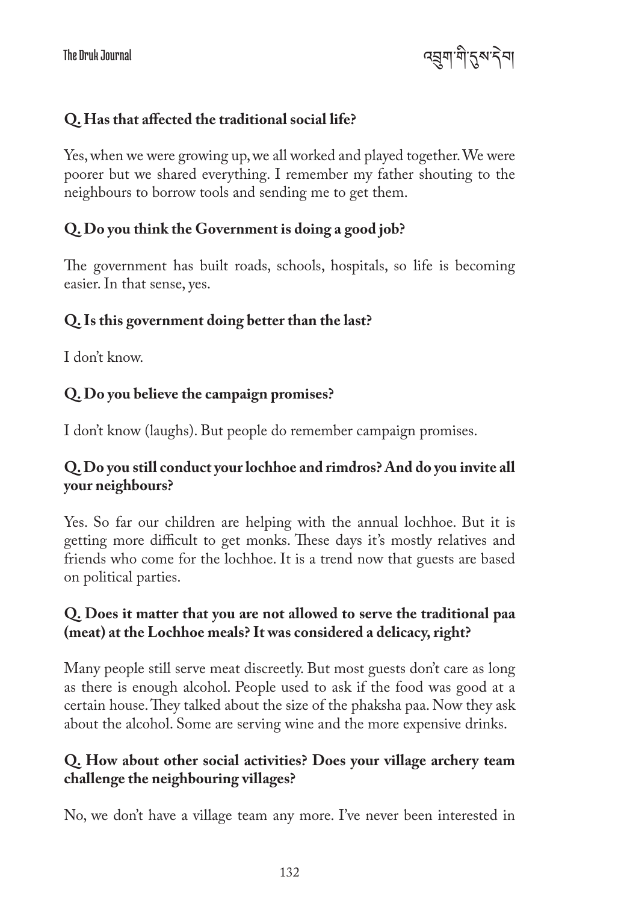**Q. Has that affected the traditional social life?**

Yes, when we were growing up, we all worked and played together. We were poorer but we shared everything. I remember my father shouting to the neighbours to borrow tools and sending me to get them.

**Q. Do you think the Government is doing a good job?**

The government has built roads, schools, hospitals, so life is becoming easier. In that sense, yes.

**Q. Is this government doing better than the last?**

I don't know.

**Q. Do you believe the campaign promises?**

I don't know (laughs). But people do remember campaign promises.

**Q. Do you still conduct your lochhoe and rimdros? And do you invite all your neighbours?**

Yes. So far our children are helping with the annual lochhoe. But it is getting more difficult to get monks. These days it's mostly relatives and friends who come for the lochhoe. It is a trend now that guests are based on political parties.

**Q. Does it matter that you are not allowed to serve the traditional paa (meat) at the Lochhoe meals? It was considered a delicacy, right?**

Many people still serve meat discreetly. But most guests don't care as long as there is enough alcohol. People used to ask if the food was good at a certain house. They talked about the size of the phaksha paa. Now they ask about the alcohol. Some are serving wine and the more expensive drinks.

**Q. How about other social activities? Does your village archery team challenge the neighbouring villages?**

No, we don't have a village team any more. I've never been interested in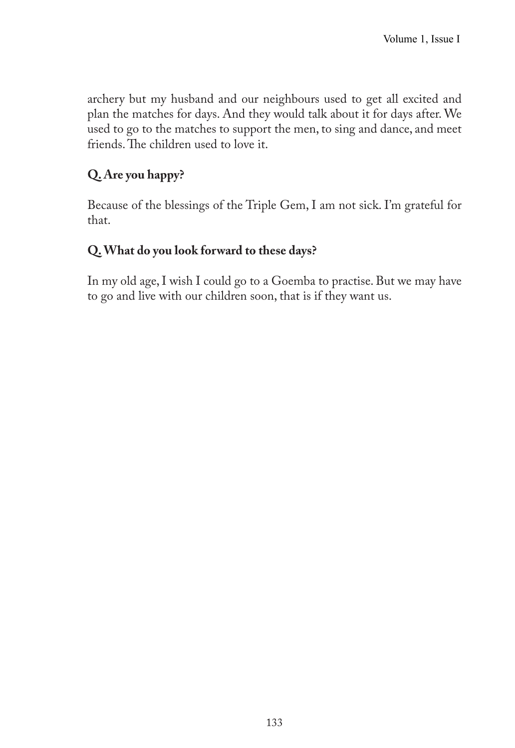archery but my husband and our neighbours used to get all excited and plan the matches for days. And they would talk about it for days after. We used to go to the matches to support the men, to sing and dance, and meet friends. The children used to love it.

**Q. Are you happy?**

Because of the blessings of the Triple Gem, I am not sick. I'm grateful for that.

**Q. What do you look forward to these days?**

In my old age, I wish I could go to a Goemba to practise. But we may have to go and live with our children soon, that is if they want us.